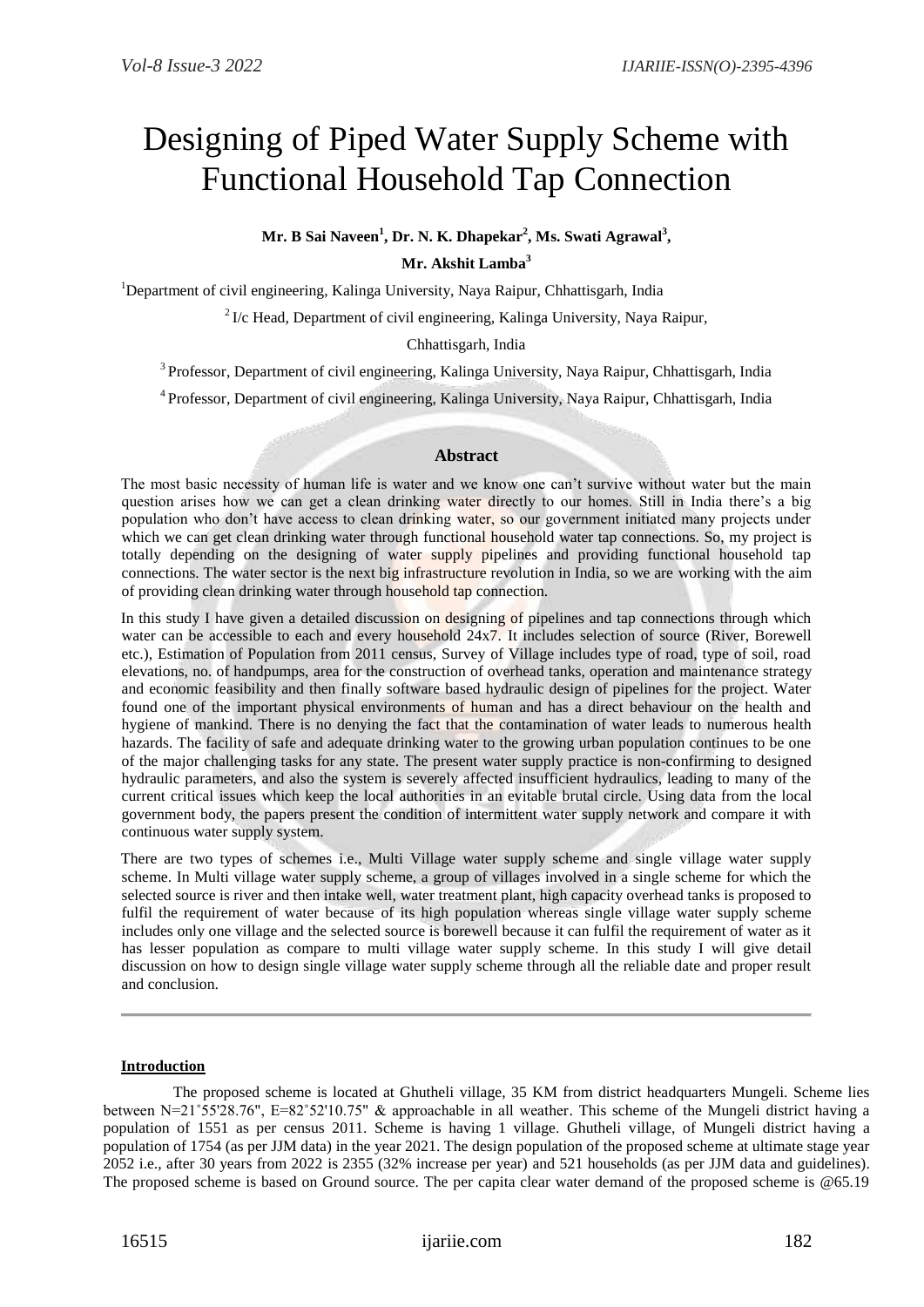# Designing of Piped Water Supply Scheme with Functional Household Tap Connection

**Mr. B Sai Naveen[1], Dr. N. K. Dhapekar[2], Ms. Swati Agrawal[3],**

**Mr. Akshit Lamba[3]**

[1]Department of civil engineering, Kalinga University, Naya Raipur, Chhattisgarh, India

[2] I/c Head, Department of civil engineering, Kalinga University, Naya Raipur, Chhattisgarh, India

[3] Professor, Department of civil engineering, Kalinga University, Naya Raipur, Chhattisgarh, India

[4] Professor, Department of civil engineering, Kalinga University, Naya Raipur, Chhattisgarh, India

## Abstract

The most basic necessity of human life is water and we know one can't survive without water but the main question arises how we can get a clean drinking water directly to our homes. Still in India there's a big population who don't have access to clean drinking water, so our government initiated many projects under which we can get clean drinking water through functional household water tap connections. So, my project is totally depending on the designing of water supply pipelines and providing functional household tap connections. The water sector is the next big infrastructure revolution in India, so we are working with the aim of providing clean drinking water through household tap connection.

In this study I have given a detailed discussion on designing of pipelines and tap connections through which water can be accessible to each and every household 24x7. It includes selection of source (River, Borewell etc.), Estimation of Population from 2011 census, Survey of Village includes type of road, type of soil, road elevations, no. of handpumps, area for the construction of overhead tanks, operation and maintenance strategy and economic feasibility and then finally software based hydraulic design of pipelines for the project. Water found one of the important physical environments of human and has a direct behaviour on the health and hygiene of mankind. There is no denying the fact that the contamination of water leads to numerous health hazards. The facility of safe and adequate drinking water to the growing urban population continues to be one of the major challenging tasks for any state. The present water supply practice is non-confirming to designed hydraulic parameters, and also the system is severely affected insufficient hydraulics, leading to many of the current critical issues which keep the local authorities in an evitable brutal circle. Using data from the local government body, the papers present the condition of intermittent water supply network and compare it with continuous water supply system.

There are two types of schemes i.e., Multi Village water supply scheme and single village water supply scheme. In Multi village water supply scheme, a group of villages involved in a single scheme for which the selected source is river and then intake well, water treatment plant, high capacity overhead tanks is proposed to fulfil the requirement of water because of its high population whereas single village water supply scheme includes only one village and the selected source is borewell because it can fulfil the requirement of water as it has lesser population as compare to multi village water supply scheme. In this study I will give detail discussion on how to design single village water supply scheme through all the reliable date and proper result and conclusion.

## Introduction

The proposed scheme is located at Ghutheli village, 35 KM from district headquarters Mungeli. Scheme lies between N=21˚55'28.76", E=82˚52'10.75" & approachable in all weather. This scheme of the Mungeli district having a population of 1551 as per census 2011. Scheme is having 1 village. Ghutheli village, of Mungeli district having a population of 1754 (as per JJM data) in the year 2021. The design population of the proposed scheme at ultimate stage year 2052 i.e., after 30 years from 2022 is 2355 (32% increase per year) and 521 households (as per JJM data and guidelines). The proposed scheme is based on Ground source. The per capita clear water demand of the proposed scheme is @65.19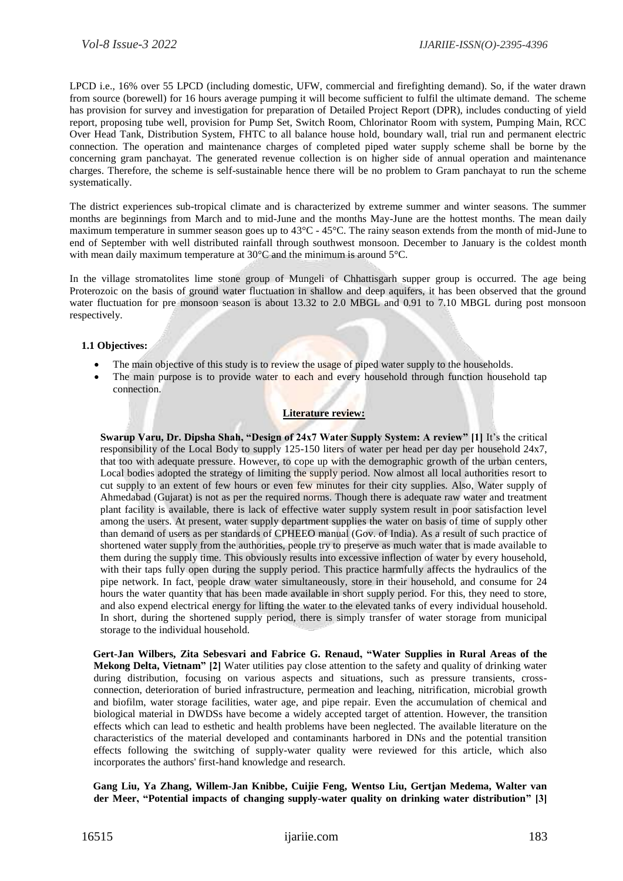LPCD i.e., 16% over 55 LPCD (including domestic, UFW, commercial and firefighting demand). So, if the water drawn from source (borewell) for 16 hours average pumping it will become sufficient to fulfil the ultimate demand. The scheme has provision for survey and investigation for preparation of Detailed Project Report (DPR), includes conducting of yield report, proposing tube well, provision for Pump Set, Switch Room, Chlorinator Room with system, Pumping Main, RCC Over Head Tank, Distribution System, FHTC to all balance house hold, boundary wall, trial run and permanent electric connection. The operation and maintenance charges of completed piped water supply scheme shall be borne by the concerning gram panchayat. The generated revenue collection is on higher side of annual operation and maintenance charges. Therefore, the scheme is self-sustainable hence there will be no problem to Gram panchayat to run the scheme systematically.

The district experiences sub-tropical climate and is characterized by extreme summer and winter seasons. The summer months are beginnings from March and to mid-June and the months May-June are the hottest months. The mean daily maximum temperature in summer season goes up to 43°C - 45°C. The rainy season extends from the month of mid-June to end of September with well distributed rainfall through southwest monsoon. December to January is the coldest month with mean daily maximum temperature at 30°C and the minimum is around 5°C.

In the village stromatolites lime stone group of Mungeli of Chhattisgarh supper group is occurred. The age being Proterozoic on the basis of ground water fluctuation in shallow and deep aquifers, it has been observed that the ground water fluctuation for pre monsoon season is about 13.32 to 2.0 MBGL and 0.91 to 7.10 MBGL during post monsoon respectively.

### 1.1 Objectives:

- The main objective of this study is to review the usage of piped water supply to the households.
- The main purpose is to provide water to each and every household through function household tap connection.

## Literature review:

**Swarup Varu, Dr. Dipsha Shah, "Design of 24x7 Water Supply System: A review" [1]** It's the critical responsibility of the Local Body to supply 125-150 liters of water per head per day per household 24x7, that too with adequate pressure. However, to cope up with the demographic growth of the urban centers, Local bodies adopted the strategy of limiting the supply period. Now almost all local authorities resort to cut supply to an extent of few hours or even few minutes for their city supplies. Also, Water supply of Ahmedabad (Gujarat) is not as per the required norms. Though there is adequate raw water and treatment plant facility is available, there is lack of effective water supply system result in poor satisfaction level among the users. At present, water supply department supplies the water on basis of time of supply other than demand of users as per standards of CPHEEO manual (Gov. of India). As a result of such practice of shortened water supply from the authorities, people try to preserve as much water that is made available to them during the supply time. This obviously results into excessive inflection of water by every household, with their taps fully open during the supply period. This practice harmfully affects the hydraulics of the pipe network. In fact, people draw water simultaneously, store in their household, and consume for 24 hours the water quantity that has been made available in short supply period. For this, they need to store, and also expend electrical energy for lifting the water to the elevated tanks of every individual household. In short, during the shortened supply period, there is simply transfer of water storage from municipal storage to the individual household.

**Gert-Jan Wilbers, Zita Sebesvari and Fabrice G. Renaud, "Water Supplies in Rural Areas of the Mekong Delta, Vietnam" [2]** Water utilities pay close attention to the safety and quality of drinking water during distribution, focusing on various aspects and situations, such as pressure transients, cross-connection, deterioration of buried infrastructure, permeation and leaching, nitrification, microbial growth and biofilm, water storage facilities, water age, and pipe repair. Even the accumulation of chemical and biological material in DWDSs have become a widely accepted target of attention. However, the transition effects which can lead to esthetic and health problems have been neglected. The available literature on the characteristics of the material developed and contaminants harbored in DNs and the potential transition effects following the switching of supply-water quality were reviewed for this article, which also incorporates the authors' first-hand knowledge and research.

**Gang Liu, Ya Zhang, Willem-Jan Knibbe, Cuijie Feng, Wentso Liu, Gertjan Medema, Walter van der Meer, "Potential impacts of changing supply-water quality on drinking water distribution" [3]**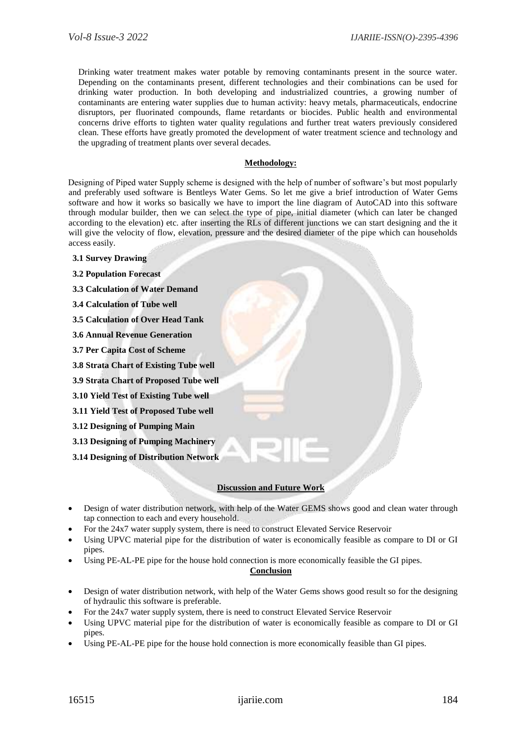Drinking water treatment makes water potable by removing contaminants present in the source water. Depending on the contaminants present, different technologies and their combinations can be used for drinking water production. In both developing and industrialized countries, a growing number of contaminants are entering water supplies due to human activity: heavy metals, pharmaceuticals, endocrine disruptors, per fluorinated compounds, flame retardants or biocides. Public health and environmental concerns drive efforts to tighten water quality regulations and further treat waters previously considered clean. These efforts have greatly promoted the development of water treatment science and technology and the upgrading of treatment plants over several decades.

## Methodology:

Designing of Piped water Supply scheme is designed with the help of number of software's but most popularly and preferably used software is Bentleys Water Gems. So let me give a brief introduction of Water Gems software and how it works so basically we have to import the line diagram of AutoCAD into this software through modular builder, then we can select the type of pipe, initial diameter (which can later be changed according to the elevation) etc. after inserting the RLs of different junctions we can start designing and the it will give the velocity of flow, elevation, pressure and the desired diameter of the pipe which can households access easily.

**3.1 Survey Drawing**

**3.2 Population Forecast**

**3.3 Calculation of Water Demand**

**3.4 Calculation of Tube well**

**3.5 Calculation of Over Head Tank**

**3.6 Annual Revenue Generation**

**3.7 Per Capita Cost of Scheme**

**3.8 Strata Chart of Existing Tube well**

**3.9 Strata Chart of Proposed Tube well**

**3.10 Yield Test of Existing Tube well**

**3.11 Yield Test of Proposed Tube well**

**3.12 Designing of Pumping Main**

**3.13 Designing of Pumping Machinery**

**3.14 Designing of Distribution Network**

## Discussion and Future Work

- Design of water distribution network, with help of the Water GEMS shows good and clean water through tap connection to each and every household.
- For the 24x7 water supply system, there is need to construct Elevated Service Reservoir
- Using UPVC material pipe for the distribution of water is economically feasible as compare to DI or GI pipes.
- Using PE-AL-PE pipe for the house hold connection is more economically feasible the GI pipes.

## Conclusion

- Design of water distribution network, with help of the Water Gems shows good result so for the designing of hydraulic this software is preferable.
- For the 24x7 water supply system, there is need to construct Elevated Service Reservoir
- Using UPVC material pipe for the distribution of water is economically feasible as compare to DI or GI pipes.
- Using PE-AL-PE pipe for the house hold connection is more economically feasible than GI pipes.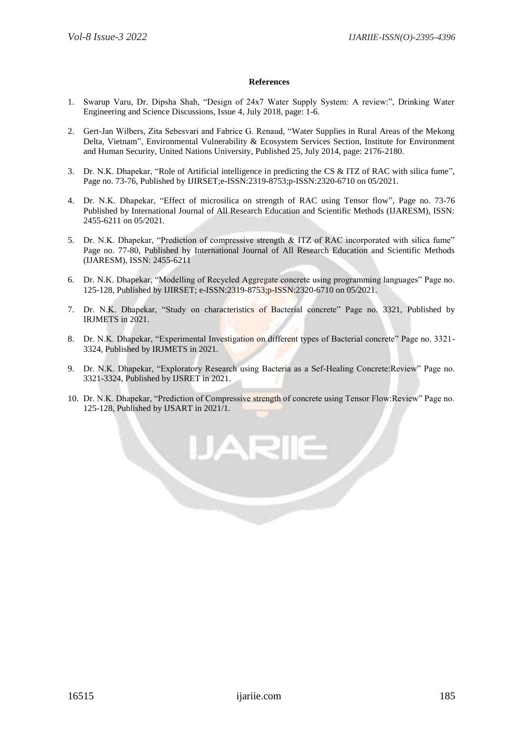**References**

1. Swarup Varu, Dr. Dipsha Shah, "Design of 24x7 Water Supply System: A review:", Drinking Water Engineering and Science Discussions, Issue 4, July 2018, page: 1-6.

2. Gert-Jan Wilbers, Zita Sebesvari and Fabrice G. Renaud, "Water Supplies in Rural Areas of the Mekong Delta, Vietnam", Environmental Vulnerability & Ecosystem Services Section, Institute for Environment and Human Security, United Nations University, Published 25, July 2014, page: 2176-2180.

3. Dr. N.K. Dhapekar, "Role of Artificial intelligence in predicting the CS & ITZ of RAC with silica fume", Page no. 73-76, Published by IJIRSET;e-ISSN:2319-8753;p-ISSN:2320-6710 on 05/2021.

4. Dr. N.K. Dhapekar, "Effect of microsilica on strength of RAC using Tensor flow", Page no. 73-76 Published by International Journal of All Research Education and Scientific Methods (IJARESM), ISSN: 2455-6211 on 05/2021.

5. Dr. N.K. Dhapekar, "Prediction of compressive strength & ITZ of RAC incorporated with silica fume" Page no. 77-80, Published by International Journal of All Research Education and Scientific Methods (IJARESM), ISSN: 2455-6211

6. Dr. N.K. Dhapekar, "Modelling of Recycled Aggregate concrete using programming languages" Page no. 125-128, Published by IJIRSET; e-ISSN:2319-8753;p-ISSN:2320-6710 on 05/2021.

7. Dr. N.K. Dhapekar, "Study on characteristics of Bacterial concrete" Page no. 3321, Published by IRJMETS in 2021.

8. Dr. N.K. Dhapekar, "Experimental Investigation on different types of Bacterial concrete" Page no. 3321-3324, Published by IRJMETS in 2021.

9. Dr. N.K. Dhapekar, "Exploratory Research using Bacteria as a Sef-Healing Concrete:Review" Page no. 3321-3324, Published by IJSRET in 2021.

10. Dr. N.K. Dhapekar, "Prediction of Compressive strength of concrete using Tensor Flow:Review" Page no. 125-128, Published by IJSART in 2021/1.